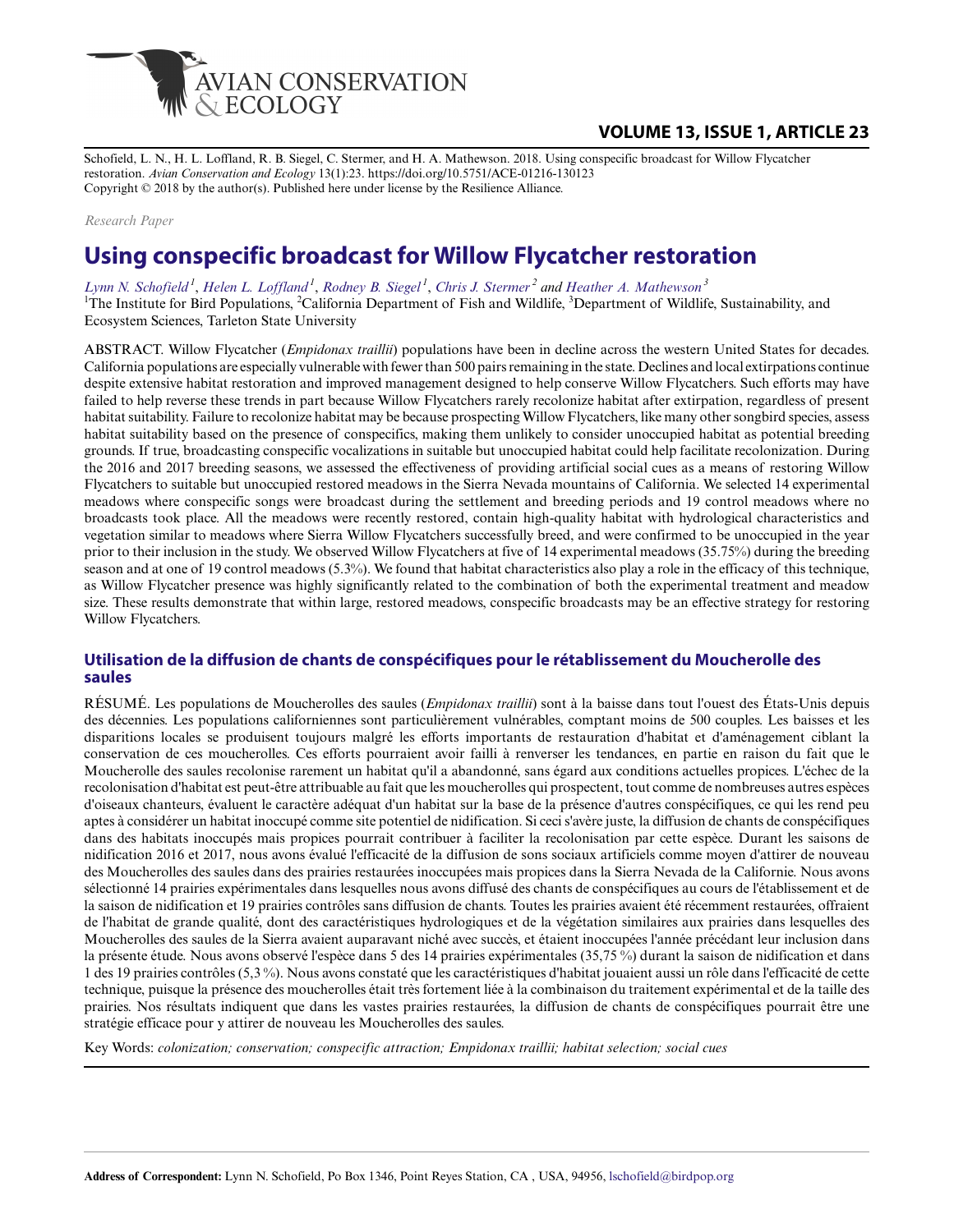Schofield, L. N., H. L. Loffland, R. B. Siegel, C. Stermer, and H. A. Mathewson. 2018. Using conspecific broadcast for Willow Flycatcher restoration. *Avian Conservation and Ecology* 13(1):23. https://doi.org/10.5751/ACE-01216-130123
Copyright © 2018 by the author(s). Published here under license by the Resilience Alliance.

*Research Paper*

# Using conspecific broadcast for Willow Flycatcher restoration

*Lynn N. Schofield*[1], *Helen L. Loffland*[1], *Rodney B. Siegel*[1], *Chris J. Stermer*[2] and *Heather A. Mathewson*[3]

[1]The Institute for Bird Populations, [2]California Department of Fish and Wildlife, [3]Department of Wildlife, Sustainability, and Ecosystem Sciences, Tarleton State University

ABSTRACT. Willow Flycatcher (*Empidonax traillii*) populations have been in decline across the western United States for decades. California populations are especially vulnerable with fewer than 500 pairs remaining in the state. Declines and local extirpations continue despite extensive habitat restoration and improved management designed to help conserve Willow Flycatchers. Such efforts may have failed to help reverse these trends in part because Willow Flycatchers rarely recolonize habitat after extirpation, regardless of present habitat suitability. Failure to recolonize habitat may be because prospecting Willow Flycatchers, like many other songbird species, assess habitat suitability based on the presence of conspecifics, making them unlikely to consider unoccupied habitat as potential breeding grounds. If true, broadcasting conspecific vocalizations in suitable but unoccupied habitat could help facilitate recolonization. During the 2016 and 2017 breeding seasons, we assessed the effectiveness of providing artificial social cues as a means of restoring Willow Flycatchers to suitable but unoccupied restored meadows in the Sierra Nevada mountains of California. We selected 14 experimental meadows where conspecific songs were broadcast during the settlement and breeding periods and 19 control meadows where no broadcasts took place. All the meadows were recently restored, contain high-quality habitat with hydrological characteristics and vegetation similar to meadows where Sierra Willow Flycatchers successfully breed, and were confirmed to be unoccupied in the year prior to their inclusion in the study. We observed Willow Flycatchers at five of 14 experimental meadows (35.75%) during the breeding season and at one of 19 control meadows (5.3%). We found that habitat characteristics also play a role in the efficacy of this technique, as Willow Flycatcher presence was highly significantly related to the combination of both the experimental treatment and meadow size. These results demonstrate that within large, restored meadows, conspecific broadcasts may be an effective strategy for restoring Willow Flycatchers.

## Utilisation de la diffusion de chants de conspécifiques pour le rétablissement du Moucherolle des saules

RÉSUMÉ. Les populations de Moucherolles des saules (*Empidonax traillii*) sont à la baisse dans tout l'ouest des États-Unis depuis des décennies. Les populations californiennes sont particulièrement vulnérables, comptant moins de 500 couples. Les baisses et les disparitions locales se produisent toujours malgré les efforts importants de restauration d'habitat et d'aménagement ciblant la conservation de ces moucherolles. Ces efforts pourraient avoir failli à renverser les tendances, en partie en raison du fait que le Moucherolle des saules recolonise rarement un habitat qu'il a abandonné, sans égard aux conditions actuelles propices. L'échec de la recolonisation d'habitat est peut-être attribuable au fait que les moucherolles qui prospectent, tout comme de nombreuses autres espèces d'oiseaux chanteurs, évaluent le caractère adéquat d'un habitat sur la base de la présence d'autres conspécifiques, ce qui les rend peu aptes à considérer un habitat inoccupé comme site potentiel de nidification. Si ceci s'avère juste, la diffusion de chants de conspécifiques dans des habitats inoccupés mais propices pourrait contribuer à faciliter la recolonisation par cette espèce. Durant les saisons de nidification 2016 et 2017, nous avons évalué l'efficacité de la diffusion de sons sociaux artificiels comme moyen d'attirer de nouveau des Moucherolles des saules dans des prairies restaurées inoccupées mais propices dans la Sierra Nevada de la Californie. Nous avons sélectionné 14 prairies expérimentales dans lesquelles nous avons diffusé des chants de conspécifiques au cours de l'établissement et de la saison de nidification et 19 prairies contrôles sans diffusion de chants. Toutes les prairies avaient été récemment restaurées, offraient de l'habitat de grande qualité, dont des caractéristiques hydrologiques et de la végétation similaires aux prairies dans lesquelles des Moucherolles des saules de la Sierra avaient auparavant niché avec succès, et étaient inoccupées l'année précédant leur inclusion dans la présente étude. Nous avons observé l'espèce dans 5 des 14 prairies expérimentales (35,75 %) durant la saison de nidification et dans 1 des 19 prairies contrôles (5,3 %). Nous avons constaté que les caractéristiques d'habitat jouaient aussi un rôle dans l'efficacité de cette technique, puisque la présence des moucherolles était très fortement liée à la combinaison du traitement expérimental et de la taille des prairies. Nos résultats indiquent que dans les vastes prairies restaurées, la diffusion de chants de conspécifiques pourrait être une stratégie efficace pour y attirer de nouveau les Moucherolles des saules.

Key Words: *colonization; conservation; conspecific attraction; Empidonax traillii; habitat selection; social cues*

**Address of Correspondent:** Lynn N. Schofield, Po Box 1346, Point Reyes Station, CA , USA, 94956, lschofield@birdpop.org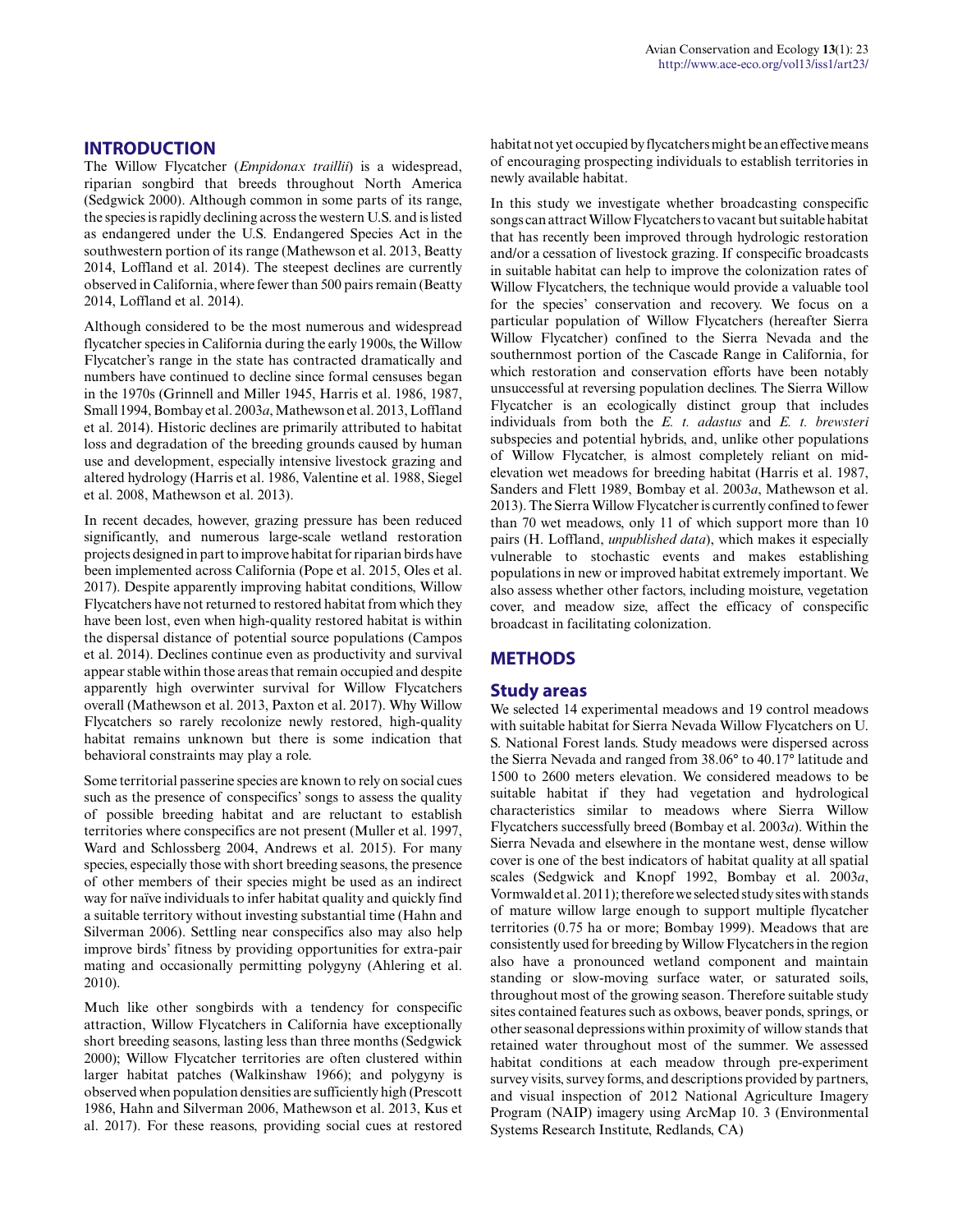## INTRODUCTION

The Willow Flycatcher (*Empidonax traillii*) is a widespread, riparian songbird that breeds throughout North America (Sedgwick 2000). Although common in some parts of its range, the species is rapidly declining across the western U.S. and is listed as endangered under the U.S. Endangered Species Act in the southwestern portion of its range (Mathewson et al. 2013, Beatty 2014, Loffland et al. 2014). The steepest declines are currently observed in California, where fewer than 500 pairs remain (Beatty 2014, Loffland et al. 2014).

Although considered to be the most numerous and widespread flycatcher species in California during the early 1900s, the Willow Flycatcher's range in the state has contracted dramatically and numbers have continued to decline since formal censuses began in the 1970s (Grinnell and Miller 1945, Harris et al. 1986, 1987, Small 1994, Bombay et al. 2003*a*, Mathewson et al. 2013, Loffland et al. 2014). Historic declines are primarily attributed to habitat loss and degradation of the breeding grounds caused by human use and development, especially intensive livestock grazing and altered hydrology (Harris et al. 1986, Valentine et al. 1988, Siegel et al. 2008, Mathewson et al. 2013).

In recent decades, however, grazing pressure has been reduced significantly, and numerous large-scale wetland restoration projects designed in part to improve habitat for riparian birds have been implemented across California (Pope et al. 2015, Oles et al. 2017). Despite apparently improving habitat conditions, Willow Flycatchers have not returned to restored habitat from which they have been lost, even when high-quality restored habitat is within the dispersal distance of potential source populations (Campos et al. 2014). Declines continue even as productivity and survival appear stable within those areas that remain occupied and despite apparently high overwinter survival for Willow Flycatchers overall (Mathewson et al. 2013, Paxton et al. 2017). Why Willow Flycatchers so rarely recolonize newly restored, high-quality habitat remains unknown but there is some indication that behavioral constraints may play a role.

Some territorial passerine species are known to rely on social cues such as the presence of conspecifics' songs to assess the quality of possible breeding habitat and are reluctant to establish territories where conspecifics are not present (Muller et al. 1997, Ward and Schlossberg 2004, Andrews et al. 2015). For many species, especially those with short breeding seasons, the presence of other members of their species might be used as an indirect way for naïve individuals to infer habitat quality and quickly find a suitable territory without investing substantial time (Hahn and Silverman 2006). Settling near conspecifics also may also help improve birds' fitness by providing opportunities for extra-pair mating and occasionally permitting polygyny (Ahlering et al. 2010).

Much like other songbirds with a tendency for conspecific attraction, Willow Flycatchers in California have exceptionally short breeding seasons, lasting less than three months (Sedgwick 2000); Willow Flycatcher territories are often clustered within larger habitat patches (Walkinshaw 1966); and polygyny is observed when population densities are sufficiently high (Prescott 1986, Hahn and Silverman 2006, Mathewson et al. 2013, Kus et al. 2017). For these reasons, providing social cues at restored habitat not yet occupied by flycatchers might be an effective means of encouraging prospecting individuals to establish territories in newly available habitat.

In this study we investigate whether broadcasting conspecific songs can attract Willow Flycatchers to vacant but suitable habitat that has recently been improved through hydrologic restoration and/or a cessation of livestock grazing. If conspecific broadcasts in suitable habitat can help to improve the colonization rates of Willow Flycatchers, the technique would provide a valuable tool for the species' conservation and recovery. We focus on a particular population of Willow Flycatchers (hereafter Sierra Willow Flycatcher) confined to the Sierra Nevada and the southernmost portion of the Cascade Range in California, for which restoration and conservation efforts have been notably unsuccessful at reversing population declines. The Sierra Willow Flycatcher is an ecologically distinct group that includes individuals from both the *E. t. adastus* and *E. t. brewsteri* subspecies and potential hybrids, and, unlike other populations of Willow Flycatcher, is almost completely reliant on mid-elevation wet meadows for breeding habitat (Harris et al. 1987, Sanders and Flett 1989, Bombay et al. 2003*a*, Mathewson et al. 2013). The Sierra Willow Flycatcher is currently confined to fewer than 70 wet meadows, only 11 of which support more than 10 pairs (H. Loffland, *unpublished data*), which makes it especially vulnerable to stochastic events and makes establishing populations in new or improved habitat extremely important. We also assess whether other factors, including moisture, vegetation cover, and meadow size, affect the efficacy of conspecific broadcast in facilitating colonization.

## METHODS

### Study areas

We selected 14 experimental meadows and 19 control meadows with suitable habitat for Sierra Nevada Willow Flycatchers on U. S. National Forest lands. Study meadows were dispersed across the Sierra Nevada and ranged from 38.06° to 40.17° latitude and 1500 to 2600 meters elevation. We considered meadows to be suitable habitat if they had vegetation and hydrological characteristics similar to meadows where Sierra Willow Flycatchers successfully breed (Bombay et al. 2003*a*). Within the Sierra Nevada and elsewhere in the montane west, dense willow cover is one of the best indicators of habitat quality at all spatial scales (Sedgwick and Knopf 1992, Bombay et al. 2003*a*, Vormwald et al. 2011); therefore we selected study sites with stands of mature willow large enough to support multiple flycatcher territories (0.75 ha or more; Bombay 1999). Meadows that are consistently used for breeding by Willow Flycatchers in the region also have a pronounced wetland component and maintain standing or slow-moving surface water, or saturated soils, throughout most of the growing season. Therefore suitable study sites contained features such as oxbows, beaver ponds, springs, or other seasonal depressions within proximity of willow stands that retained water throughout most of the summer. We assessed habitat conditions at each meadow through pre-experiment survey visits, survey forms, and descriptions provided by partners, and visual inspection of 2012 National Agriculture Imagery Program (NAIP) imagery using ArcMap 10. 3 (Environmental Systems Research Institute, Redlands, CA)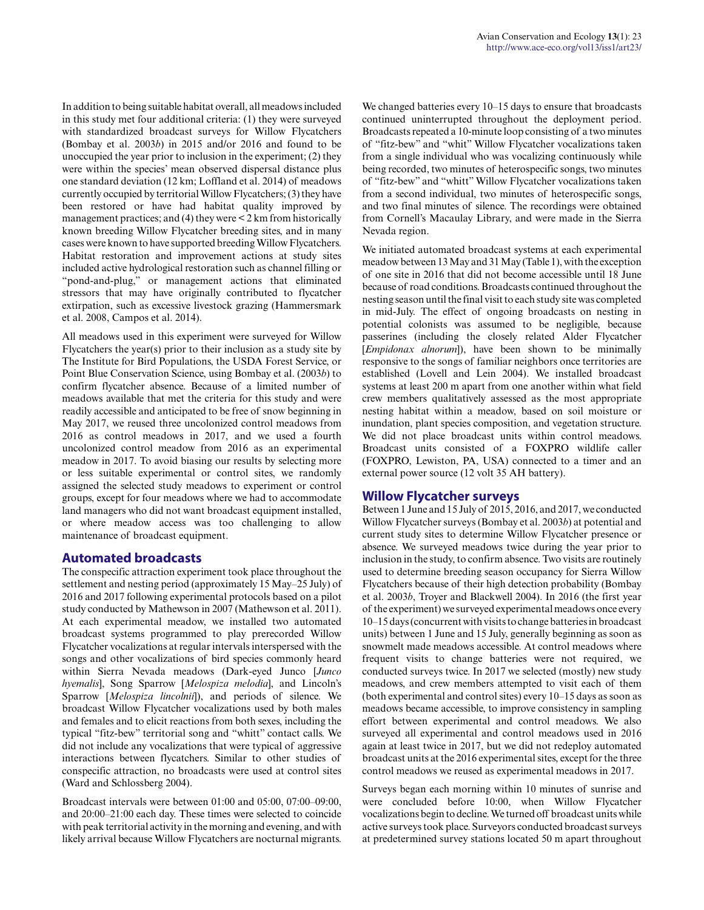In addition to being suitable habitat overall, all meadows included in this study met four additional criteria: (1) they were surveyed with standardized broadcast surveys for Willow Flycatchers (Bombay et al. 2003*b*) in 2015 and/or 2016 and found to be unoccupied the year prior to inclusion in the experiment; (2) they were within the species' mean observed dispersal distance plus one standard deviation (12 km; Loffland et al. 2014) of meadows currently occupied by territorial Willow Flycatchers; (3) they have been restored or have had habitat quality improved by management practices; and (4) they were < 2 km from historically known breeding Willow Flycatcher breeding sites, and in many cases were known to have supported breeding Willow Flycatchers. Habitat restoration and improvement actions at study sites included active hydrological restoration such as channel filling or "pond-and-plug," or management actions that eliminated stressors that may have originally contributed to flycatcher extirpation, such as excessive livestock grazing (Hammersmark et al. 2008, Campos et al. 2014).

All meadows used in this experiment were surveyed for Willow Flycatchers the year(s) prior to their inclusion as a study site by The Institute for Bird Populations, the USDA Forest Service, or Point Blue Conservation Science, using Bombay et al. (2003*b*) to confirm flycatcher absence. Because of a limited number of meadows available that met the criteria for this study and were readily accessible and anticipated to be free of snow beginning in May 2017, we reused three uncolonized control meadows from 2016 as control meadows in 2017, and we used a fourth uncolonized control meadow from 2016 as an experimental meadow in 2017. To avoid biasing our results by selecting more or less suitable experimental or control sites, we randomly assigned the selected study meadows to experiment or control groups, except for four meadows where we had to accommodate land managers who did not want broadcast equipment installed, or where meadow access was too challenging to allow maintenance of broadcast equipment.

## Automated broadcasts

The conspecific attraction experiment took place throughout the settlement and nesting period (approximately 15 May–25 July) of 2016 and 2017 following experimental protocols based on a pilot study conducted by Mathewson in 2007 (Mathewson et al. 2011). At each experimental meadow, we installed two automated broadcast systems programmed to play prerecorded Willow Flycatcher vocalizations at regular intervals interspersed with the songs and other vocalizations of bird species commonly heard within Sierra Nevada meadows (Dark-eyed Junco [*Junco hyemalis*], Song Sparrow [*Melospiza melodia*], and Lincoln's Sparrow [*Melospiza lincolnii*]), and periods of silence. We broadcast Willow Flycatcher vocalizations used by both males and females and to elicit reactions from both sexes, including the typical "fitz-bew" territorial song and "whitt" contact calls. We did not include any vocalizations that were typical of aggressive interactions between flycatchers. Similar to other studies of conspecific attraction, no broadcasts were used at control sites (Ward and Schlossberg 2004).

Broadcast intervals were between 01:00 and 05:00, 07:00–09:00, and 20:00–21:00 each day. These times were selected to coincide with peak territorial activity in the morning and evening, and with likely arrival because Willow Flycatchers are nocturnal migrants. We changed batteries every 10–15 days to ensure that broadcasts continued uninterrupted throughout the deployment period. Broadcasts repeated a 10-minute loop consisting of a two minutes of "fitz-bew" and "whit" Willow Flycatcher vocalizations taken from a single individual who was vocalizing continuously while being recorded, two minutes of heterospecific songs, two minutes of "fitz-bew" and "whitt" Willow Flycatcher vocalizations taken from a second individual, two minutes of heterospecific songs, and two final minutes of silence. The recordings were obtained from Cornell's Macaulay Library, and were made in the Sierra Nevada region.

We initiated automated broadcast systems at each experimental meadow between 13 May and 31 May (Table 1), with the exception of one site in 2016 that did not become accessible until 18 June because of road conditions. Broadcasts continued throughout the nesting season until the final visit to each study site was completed in mid-July. The effect of ongoing broadcasts on nesting in potential colonists was assumed to be negligible, because passerines (including the closely related Alder Flycatcher [*Empidonax alnorum*]), have been shown to be minimally responsive to the songs of familiar neighbors once territories are established (Lovell and Lein 2004). We installed broadcast systems at least 200 m apart from one another within what field crew members qualitatively assessed as the most appropriate nesting habitat within a meadow, based on soil moisture or inundation, plant species composition, and vegetation structure. We did not place broadcast units within control meadows. Broadcast units consisted of a FOXPRO wildlife caller (FOXPRO, Lewiston, PA, USA) connected to a timer and an external power source (12 volt 35 AH battery).

## Willow Flycatcher surveys

Between 1 June and 15 July of 2015, 2016, and 2017, we conducted Willow Flycatcher surveys (Bombay et al. 2003*b*) at potential and current study sites to determine Willow Flycatcher presence or absence. We surveyed meadows twice during the year prior to inclusion in the study, to confirm absence. Two visits are routinely used to determine breeding season occupancy for Sierra Willow Flycatchers because of their high detection probability (Bombay et al. 2003*b*, Troyer and Blackwell 2004). In 2016 (the first year of the experiment) we surveyed experimental meadows once every 10–15 days (concurrent with visits to change batteries in broadcast units) between 1 June and 15 July, generally beginning as soon as snowmelt made meadows accessible. At control meadows where frequent visits to change batteries were not required, we conducted surveys twice. In 2017 we selected (mostly) new study meadows, and crew members attempted to visit each of them (both experimental and control sites) every 10–15 days as soon as meadows became accessible, to improve consistency in sampling effort between experimental and control meadows. We also surveyed all experimental and control meadows used in 2016 again at least twice in 2017, but we did not redeploy automated broadcast units at the 2016 experimental sites, except for the three control meadows we reused as experimental meadows in 2017.

Surveys began each morning within 10 minutes of sunrise and were concluded before 10:00, when Willow Flycatcher vocalizations begin to decline. We turned off broadcast units while active surveys took place. Surveyors conducted broadcast surveys at predetermined survey stations located 50 m apart throughout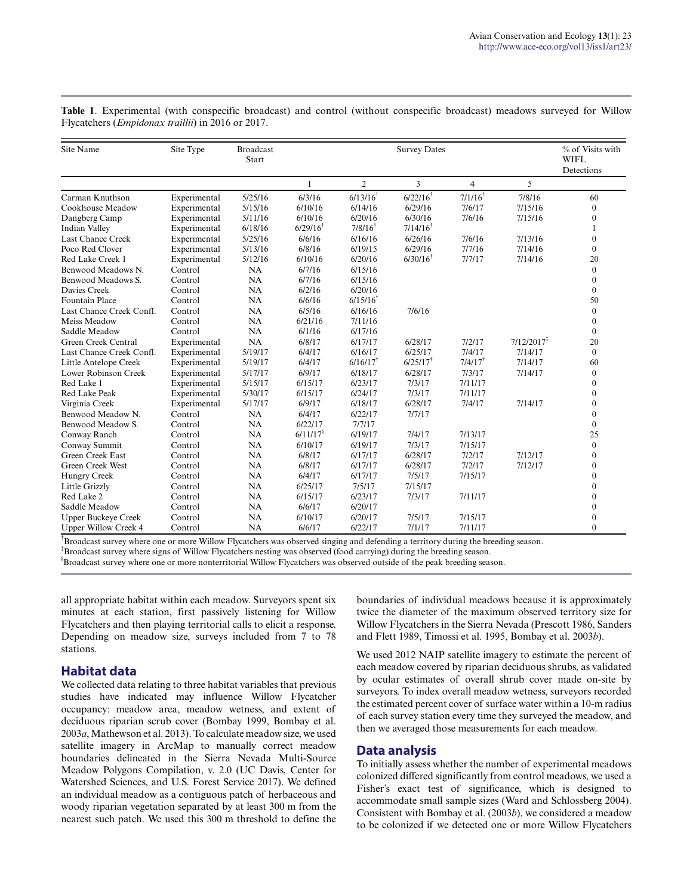**Table 1**. Experimental (with conspecific broadcast) and control (without conspecific broadcast) meadows surveyed for Willow Flycatchers (*Empidonax traillii*) in 2016 or 2017.

| Site Name | Site Type | Broadcast Start | Survey Dates | | | | | % of Visits with WIFL Detections |
|---|---|---|---|---|---|---|---|---|
| | | | 1 | 2 | 3 | 4 | 5 | |
| Carman Knuthson | Experimental | 5/25/16 | 6/3/16 | 6/13/16[†] | 6/22/16[†] | 7/1/16[†] | 7/8/16 | 60 |
| Cookhouse Meadow | Experimental | 5/15/16 | 6/10/16 | 6/14/16 | 6/29/16 | 7/6/17 | 7/15/16 | 0 |
| Dangberg Camp | Experimental | 5/11/16 | 6/10/16 | 6/20/16 | 6/30/16 | 7/6/16 | 7/15/16 | 0 |
| Indian Valley | Experimental | 6/18/16 | 6/29/16[†] | 7/8/16[†] | 7/14/16[†] | | | 1 |
| Last Chance Creek | Experimental | 5/25/16 | 6/6/16 | 6/16/16 | 6/26/16 | 7/6/16 | 7/13/16 | 0 |
| Poco Red Clover | Experimental | 5/13/16 | 6/8/16 | 6/19/15 | 6/29/16 | 7/7/16 | 7/14/16 | 0 |
| Red Lake Creek 1 | Experimental | 5/12/16 | 6/10/16 | 6/20/16 | 6/30/16[†] | 7/7/17 | 7/14/16 | 20 |
| Benwood Meadows N. | Control | NA | 6/7/16 | 6/15/16 | | | | 0 |
| Benwood Meadows S. | Control | NA | 6/7/16 | 6/15/16 | | | | 0 |
| Davies Creek | Control | NA | 6/2/16 | 6/20/16 | | | | 0 |
| Fountain Place | Control | NA | 6/6/16 | 6/15/16[†] | | | | 50 |
| Last Chance Creek Confl. | Control | NA | 6/5/16 | 6/16/16 | 7/6/16 | | | 0 |
| Meiss Meadow | Control | NA | 6/21/16 | 7/11/16 | | | | 0 |
| Saddle Meadow | Control | NA | 6/1/16 | 6/17/16 | | | | 0 |
| Green Creek Central | Experimental | NA | 6/8/17 | 6/17/17 | 6/28/17 | 7/2/17 | 7/12/2017[‡] | 20 |
| Last Chance Creek Confl. | Experimental | 5/19/17 | 6/4/17 | 6/16/17 | 6/25/17 | 7/4/17 | 7/14/17 | 0 |
| Little Antelope Creek | Experimental | 5/19/17 | 6/4/17 | 6/16/17[†] | 6/25/17[†] | 7/4/17[†] | 7/14/17 | 60 |
| Lower Robinson Creek | Experimental | 5/17/17 | 6/9/17 | 6/18/17 | 6/28/17 | 7/3/17 | 7/14/17 | 0 |
| Red Lake 1 | Experimental | 5/15/17 | 6/15/17 | 6/23/17 | 7/3/17 | 7/11/17 | | 0 |
| Red Lake Peak | Experimental | 5/30/17 | 6/15/17 | 6/24/17 | 7/3/17 | 7/11/17 | | 0 |
| Virginia Creek | Experimental | 5/17/17 | 6/9/17 | 6/18/17 | 6/28/17 | 7/4/17 | 7/14/17 | 0 |
| Benwood Meadow N. | Control | NA | 6/4/17 | 6/22/17 | 7/7/17 | | | 0 |
| Benwood Meadow S. | Control | NA | 6/22/17 | 7/7/17 | | | | 0 |
| Conway Ranch | Control | NA | 6/11/17[§] | 6/19/17 | 7/4/17 | 7/13/17 | | 25 |
| Conway Summit | Control | NA | 6/10/17 | 6/19/17 | 7/3/17 | 7/15/17 | | 0 |
| Green Creek East | Control | NA | 6/8/17 | 6/17/17 | 6/28/17 | 7/2/17 | 7/12/17 | 0 |
| Green Creek West | Control | NA | 6/8/17 | 6/17/17 | 6/28/17 | 7/2/17 | 7/12/17 | 0 |
| Hungry Creek | Control | NA | 6/4/17 | 6/17/17 | 7/5/17 | 7/15/17 | | 0 |
| Little Grizzly | Control | NA | 6/25/17 | 7/5/17 | 7/15/17 | | | 0 |
| Red Lake 2 | Control | NA | 6/15/17 | 6/23/17 | 7/3/17 | 7/11/17 | | 0 |
| Saddle Meadow | Control | NA | 6/6/17 | 6/20/17 | | | | 0 |
| Upper Buckeye Creek | Control | NA | 6/10/17 | 6/20/17 | 7/5/17 | 7/15/17 | | 0 |
| Upper Willow Creek 4 | Control | NA | 6/6/17 | 6/22/17 | 7/1/17 | 7/11/17 | | 0 |

[†]Broadcast survey where one or more Willow Flycatchers was observed singing and defending a territory during the breeding season.
[‡]Broadcast survey where signs of Willow Flycatchers nesting was observed (food carrying) during the breeding season.
[§]Broadcast survey where one or more nonterritorial Willow Flycatchers was observed outside of the peak breeding season.

all appropriate habitat within each meadow. Surveyors spent six minutes at each station, first passively listening for Willow Flycatchers and then playing territorial calls to elicit a response. Depending on meadow size, surveys included from 7 to 78 stations.

## Habitat data

We collected data relating to three habitat variables that previous studies have indicated may influence Willow Flycatcher occupancy: meadow area, meadow wetness, and extent of deciduous riparian scrub cover (Bombay 1999, Bombay et al. 2003*a*, Mathewson et al. 2013). To calculate meadow size, we used satellite imagery in ArcMap to manually correct meadow boundaries delineated in the Sierra Nevada Multi-Source Meadow Polygons Compilation, v. 2.0 (UC Davis, Center for Watershed Sciences, and U.S. Forest Service 2017). We defined an individual meadow as a contiguous patch of herbaceous and woody riparian vegetation separated by at least 300 m from the nearest such patch. We used this 300 m threshold to define the boundaries of individual meadows because it is approximately twice the diameter of the maximum observed territory size for Willow Flycatchers in the Sierra Nevada (Prescott 1986, Sanders and Flett 1989, Timossi et al. 1995, Bombay et al. 2003*b*).

We used 2012 NAIP satellite imagery to estimate the percent of each meadow covered by riparian deciduous shrubs, as validated by ocular estimates of overall shrub cover made on-site by surveyors. To index overall meadow wetness, surveyors recorded the estimated percent cover of surface water within a 10-m radius of each survey station every time they surveyed the meadow, and then we averaged those measurements for each meadow.

## Data analysis

To initially assess whether the number of experimental meadows colonized differed significantly from control meadows, we used a Fisher's exact test of significance, which is designed to accommodate small sample sizes (Ward and Schlossberg 2004). Consistent with Bombay et al. (2003*b*), we considered a meadow to be colonized if we detected one or more Willow Flycatchers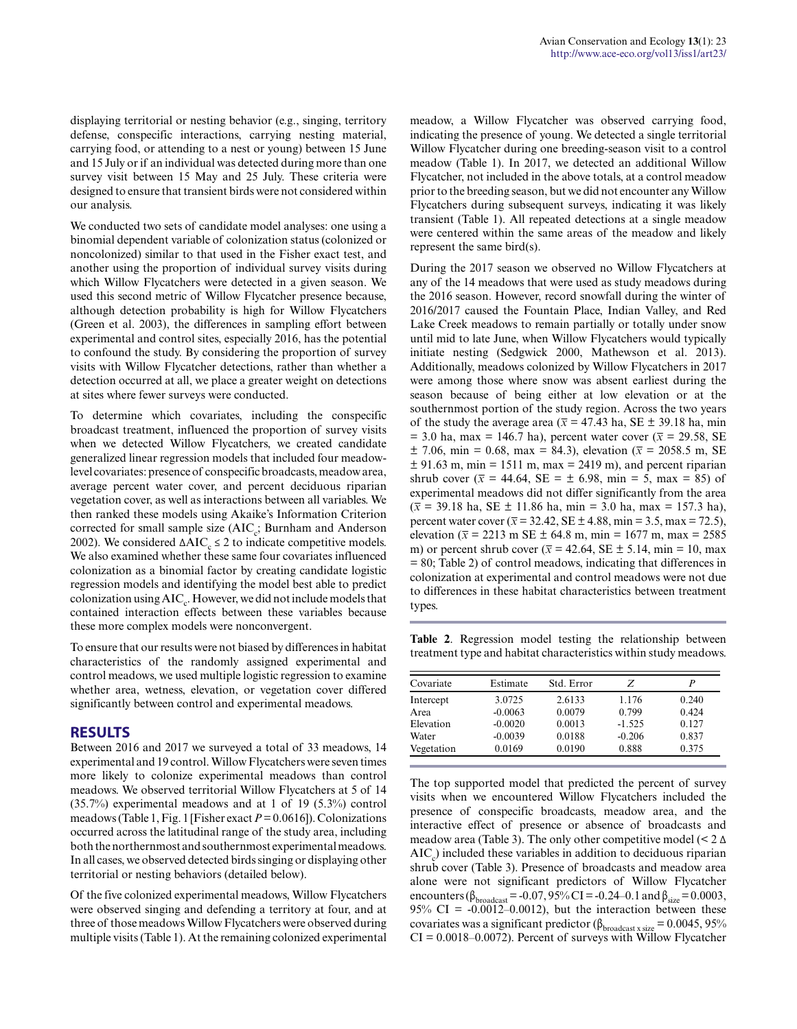displaying territorial or nesting behavior (e.g., singing, territory defense, conspecific interactions, carrying nesting material, carrying food, or attending to a nest or young) between 15 June and 15 July or if an individual was detected during more than one survey visit between 15 May and 25 July. These criteria were designed to ensure that transient birds were not considered within our analysis.

We conducted two sets of candidate model analyses: one using a binomial dependent variable of colonization status (colonized or noncolonized) similar to that used in the Fisher exact test, and another using the proportion of individual survey visits during which Willow Flycatchers were detected in a given season. We used this second metric of Willow Flycatcher presence because, although detection probability is high for Willow Flycatchers (Green et al. 2003), the differences in sampling effort between experimental and control sites, especially 2016, has the potential to confound the study. By considering the proportion of survey visits with Willow Flycatcher detections, rather than whether a detection occurred at all, we place a greater weight on detections at sites where fewer surveys were conducted.

To determine which covariates, including the conspecific broadcast treatment, influenced the proportion of survey visits when we detected Willow Flycatchers, we created candidate generalized linear regression models that included four meadow-level covariates: presence of conspecific broadcasts, meadow area, average percent water cover, and percent deciduous riparian vegetation cover, as well as interactions between all variables. We then ranked these models using Akaike's Information Criterion corrected for small sample size ($AIC_c$; Burnham and Anderson 2002). We considered $\Delta AIC_c \leq 2$ to indicate competitive models. We also examined whether these same four covariates influenced colonization as a binomial factor by creating candidate logistic regression models and identifying the model best able to predict colonization using $AIC_c$. However, we did not include models that contained interaction effects between these variables because these more complex models were nonconvergent.

To ensure that our results were not biased by differences in habitat characteristics of the randomly assigned experimental and control meadows, we used multiple logistic regression to examine whether area, wetness, elevation, or vegetation cover differed significantly between control and experimental meadows.

## RESULTS

Between 2016 and 2017 we surveyed a total of 33 meadows, 14 experimental and 19 control. Willow Flycatchers were seven times more likely to colonize experimental meadows than control meadows. We observed territorial Willow Flycatchers at 5 of 14 (35.7%) experimental meadows and at 1 of 19 (5.3%) control meadows (Table 1, Fig. 1 [Fisher exact $P = 0.0616$]). Colonizations occurred across the latitudinal range of the study area, including both the northernmost and southernmost experimental meadows. In all cases, we observed detected birds singing or displaying other territorial or nesting behaviors (detailed below).

Of the five colonized experimental meadows, Willow Flycatchers were observed singing and defending a territory at four, and at three of those meadows Willow Flycatchers were observed during multiple visits (Table 1). At the remaining colonized experimental meadow, a Willow Flycatcher was observed carrying food, indicating the presence of young. We detected a single territorial Willow Flycatcher during one breeding-season visit to a control meadow (Table 1). In 2017, we detected an additional Willow Flycatcher, not included in the above totals, at a control meadow prior to the breeding season, but we did not encounter any Willow Flycatchers during subsequent surveys, indicating it was likely transient (Table 1). All repeated detections at a single meadow were centered within the same areas of the meadow and likely represent the same bird(s).

During the 2017 season we observed no Willow Flycatchers at any of the 14 meadows that were used as study meadows during the 2016 season. However, record snowfall during the winter of 2016/2017 caused the Fountain Place, Indian Valley, and Red Lake Creek meadows to remain partially or totally under snow until mid to late June, when Willow Flycatchers would typically initiate nesting (Sedgwick 2000, Mathewson et al. 2013). Additionally, meadows colonized by Willow Flycatchers in 2017 were among those where snow was absent earliest during the season because of being either at low elevation or at the southernmost portion of the study region. Across the two years of the study the average area ($\bar{x}$ = 47.43 ha, SE ± 39.18 ha, min = 3.0 ha, max = 146.7 ha), percent water cover ($\bar{x}$ = 29.58, SE ± 7.06, min = 0.68, max = 84.3), elevation ($\bar{x}$ = 2058.5 m, SE ± 91.63 m, min = 1511 m, max = 2419 m), and percent riparian shrub cover ($\bar{x}$ = 44.64, SE = ± 6.98, min = 5, max = 85) of experimental meadows did not differ significantly from the area ($\bar{x}$ = 39.18 ha, SE ± 11.86 ha, min = 3.0 ha, max = 157.3 ha), percent water cover ($\bar{x}$ = 32.42, SE ± 4.88, min = 3.5, max = 72.5), elevation ($\bar{x}$ = 2213 m SE ± 64.8 m, min = 1677 m, max = 2585 m) or percent shrub cover ($\bar{x}$ = 42.64, SE ± 5.14, min = 10, max = 80; Table 2) of control meadows, indicating that differences in colonization at experimental and control meadows were not due to differences in these habitat characteristics between treatment types.

**Table 2**. Regression model testing the relationship between treatment type and habitat characteristics within study meadows.

| Covariate | Estimate | Std. Error | *Z* | *P* |
|---|---|---|---|---|
| Intercept | 3.0725 | 2.6133 | 1.176 | 0.240 |
| Area | -0.0063 | 0.0079 | 0.799 | 0.424 |
| Elevation | -0.0020 | 0.0013 | -1.525 | 0.127 |
| Water | -0.0039 | 0.0188 | -0.206 | 0.837 |
| Vegetation | 0.0169 | 0.0190 | 0.888 | 0.375 |

The top supported model that predicted the percent of survey visits when we encountered Willow Flycatchers included the presence of conspecific broadcasts, meadow area, and the interactive effect of presence or absence of broadcasts and meadow area (Table 3). The only other competitive model (< 2 $\Delta AIC_c$) included these variables in addition to deciduous riparian shrub cover (Table 3). Presence of broadcasts and meadow area alone were not significant predictors of Willow Flycatcher encounters ($\beta_{broadcast}$ = -0.07, 95% CI = -0.24–0.1 and $\beta_{size}$ = 0.0003, 95% CI = -0.0012–0.0012), but the interaction between these covariates was a significant predictor ($\beta_{broadcast \times size}$ = 0.0045, 95% CI = 0.0018–0.0072). Percent of surveys with Willow Flycatcher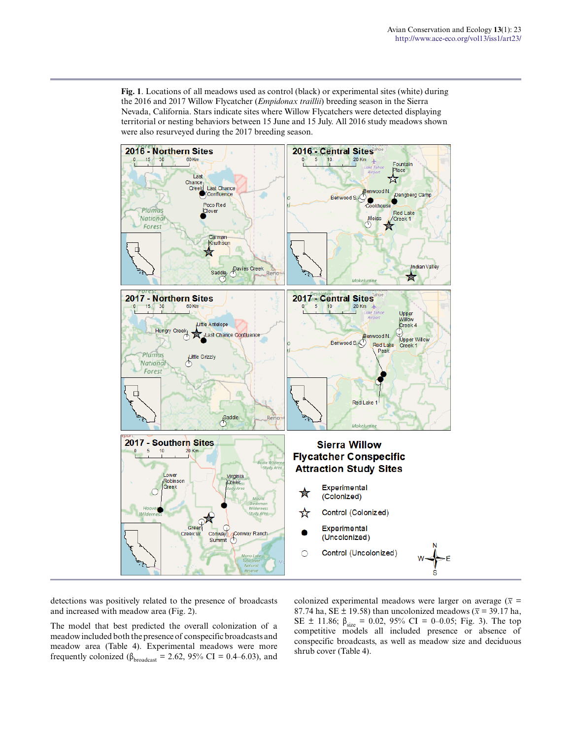**Fig. 1**. Locations of all meadows used as control (black) or experimental sites (white) during the 2016 and 2017 Willow Flycatcher (*Empidonax traillii*) breeding season in the Sierra Nevada, California. Stars indicate sites where Willow Flycatchers were detected displaying territorial or nesting behaviors between 15 June and 15 July. All 2016 study meadows shown were also resurveyed during the 2017 breeding season.

detections was positively related to the presence of broadcasts and increased with meadow area (Fig. 2).

The model that best predicted the overall colonization of a meadow included both the presence of conspecific broadcasts and meadow area (Table 4). Experimental meadows were more frequently colonized ($\beta_{broadcast}$ = 2.62, 95% CI = 0.4–6.03), and colonized experimental meadows were larger on average ($\bar{x}$ = 87.74 ha, SE ± 19.58) than uncolonized meadows ($\bar{x}$ = 39.17 ha, SE ± 11.86; $\beta_{size}$ = 0.02, 95% CI = 0–0.05; Fig. 3). The top competitive models all included presence or absence of conspecific broadcasts, as well as meadow size and deciduous shrub cover (Table 4).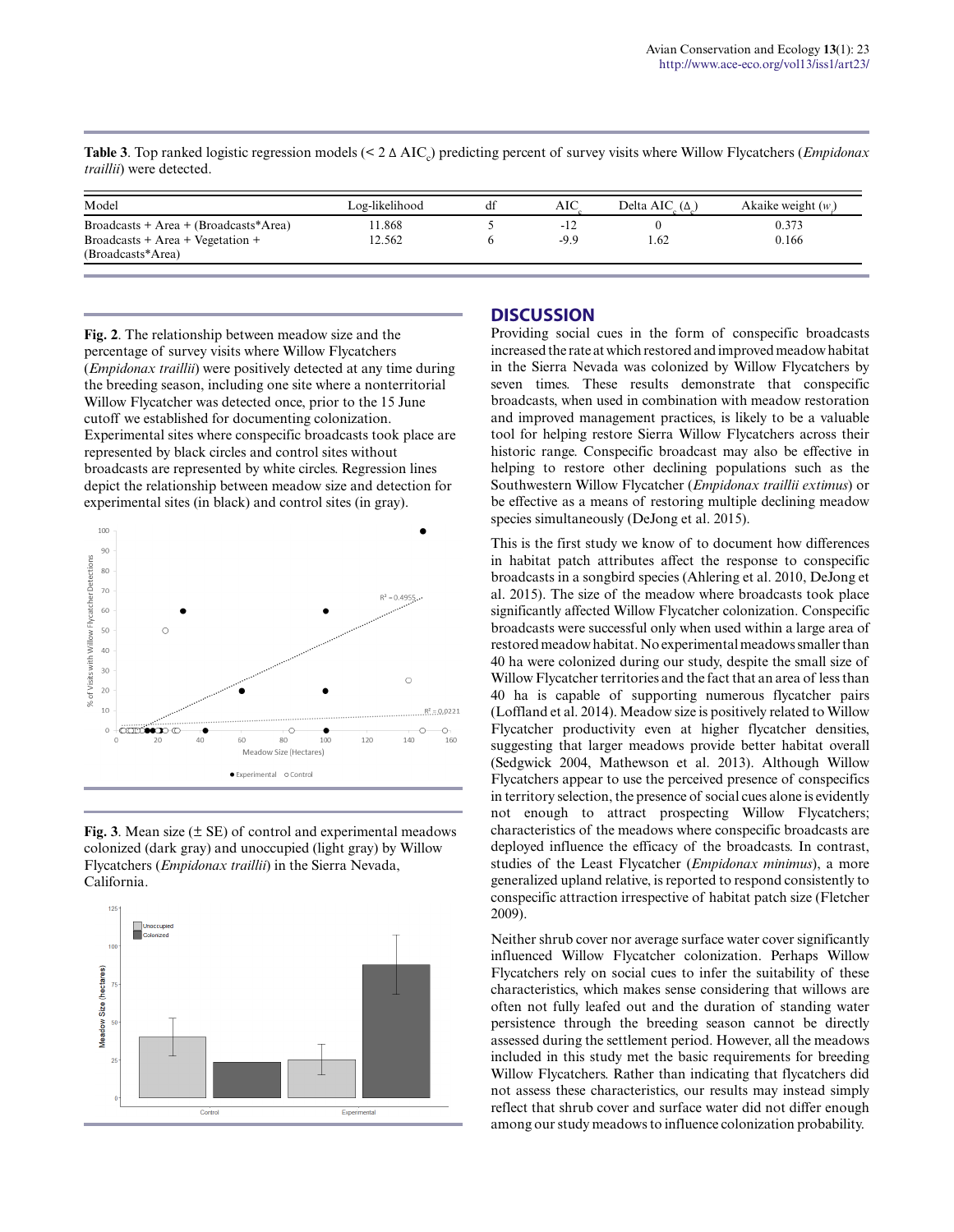**Table 3**. Top ranked logistic regression models (< 2 Δ $AIC_c$) predicting percent of survey visits where Willow Flycatchers (*Empidonax traillii*) were detected.

| Model | Log-likelihood | df | $AIC_c$ | Delta $AIC_c$ ($\Delta_c$) | Akaike weight ($w_i$) |
|---|---|---|---|---|---|
| Broadcasts + Area + (Broadcasts*Area) | 11.868 | 5 | -12 | 0 | 0.373 |
| Broadcasts + Area + Vegetation + (Broadcasts*Area) | 12.562 | 6 | -9.9 | 1.62 | 0.166 |

**Fig. 2**. The relationship between meadow size and the percentage of survey visits where Willow Flycatchers (*Empidonax traillii*) were positively detected at any time during the breeding season, including one site where a nonterritorial Willow Flycatcher was detected once, prior to the 15 June cutoff we established for documenting colonization. Experimental sites where conspecific broadcasts took place are represented by black circles and control sites without broadcasts are represented by white circles. Regression lines depict the relationship between meadow size and detection for experimental sites (in black) and control sites (in gray).

**Fig. 3**. Mean size (± SE) of control and experimental meadows colonized (dark gray) and unoccupied (light gray) by Willow Flycatchers (*Empidonax traillii*) in the Sierra Nevada, California.

## DISCUSSION

Providing social cues in the form of conspecific broadcasts increased the rate at which restored and improved meadow habitat in the Sierra Nevada was colonized by Willow Flycatchers by seven times. These results demonstrate that conspecific broadcasts, when used in combination with meadow restoration and improved management practices, is likely to be a valuable tool for helping restore Sierra Willow Flycatchers across their historic range. Conspecific broadcast may also be effective in helping to restore other declining populations such as the Southwestern Willow Flycatcher (*Empidonax traillii extimus*) or be effective as a means of restoring multiple declining meadow species simultaneously (DeJong et al. 2015).

This is the first study we know of to document how differences in habitat patch attributes affect the response to conspecific broadcasts in a songbird species (Ahlering et al. 2010, DeJong et al. 2015). The size of the meadow where broadcasts took place significantly affected Willow Flycatcher colonization. Conspecific broadcasts were successful only when used within a large area of restored meadow habitat. No experimental meadows smaller than 40 ha were colonized during our study, despite the small size of Willow Flycatcher territories and the fact that an area of less than 40 ha is capable of supporting numerous flycatcher pairs (Loffland et al. 2014). Meadow size is positively related to Willow Flycatcher productivity even at higher flycatcher densities, suggesting that larger meadows provide better habitat overall (Sedgwick 2004, Mathewson et al. 2013). Although Willow Flycatchers appear to use the perceived presence of conspecifics in territory selection, the presence of social cues alone is evidently not enough to attract prospecting Willow Flycatchers; characteristics of the meadows where conspecific broadcasts are deployed influence the efficacy of the broadcasts. In contrast, studies of the Least Flycatcher (*Empidonax minimus*), a more generalized upland relative, is reported to respond consistently to conspecific attraction irrespective of habitat patch size (Fletcher 2009).

Neither shrub cover nor average surface water cover significantly influenced Willow Flycatcher colonization. Perhaps Willow Flycatchers rely on social cues to infer the suitability of these characteristics, which makes sense considering that willows are often not fully leafed out and the duration of standing water persistence through the breeding season cannot be directly assessed during the settlement period. However, all the meadows included in this study met the basic requirements for breeding Willow Flycatchers. Rather than indicating that flycatchers did not assess these characteristics, our results may instead simply reflect that shrub cover and surface water did not differ enough among our study meadows to influence colonization probability.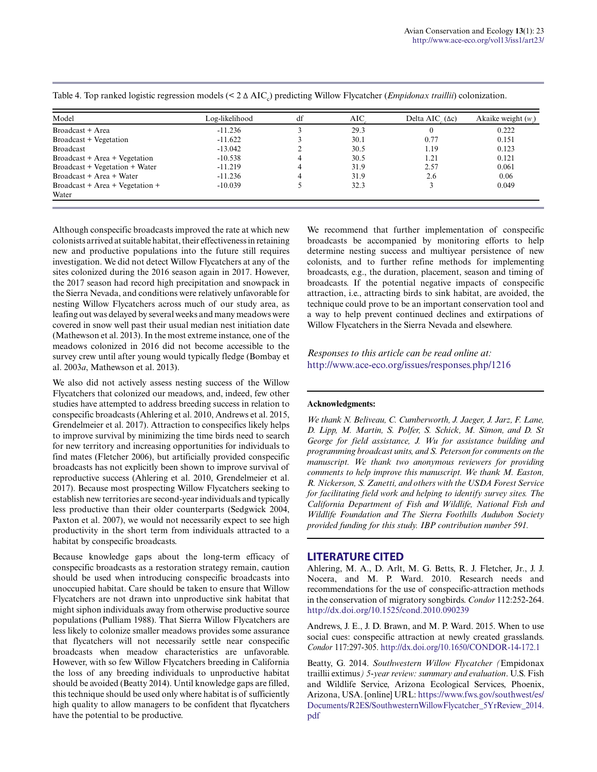Table 4. Top ranked logistic regression models (< 2 Δ $AIC_c$) predicting Willow Flycatcher (*Empidonax traillii*) colonization.

| Model | Log-likelihood | df | $AIC_c$ | Delta $AIC_c$ (Δc) | Akaike weight ($w_i$) |
|---|---|---|---|---|---|
| Broadcast + Area | -11.236 | 3 | 29.3 | 0 | 0.222 |
| Broadcast + Vegetation | -11.622 | 3 | 30.1 | 0.77 | 0.151 |
| Broadcast | -13.042 | 2 | 30.5 | 1.19 | 0.123 |
| Broadcast + Area + Vegetation | -10.538 | 4 | 30.5 | 1.21 | 0.121 |
| Broadcast + Vegetation + Water | -11.219 | 4 | 31.9 | 2.57 | 0.061 |
| Broadcast + Area + Water | -11.236 | 4 | 31.9 | 2.6 | 0.06 |
| Broadcast + Area + Vegetation + Water | -10.039 | 5 | 32.3 | 3 | 0.049 |

Although conspecific broadcasts improved the rate at which new colonists arrived at suitable habitat, their effectiveness in retaining new and productive populations into the future still requires investigation. We did not detect Willow Flycatchers at any of the sites colonized during the 2016 season again in 2017. However, the 2017 season had record high precipitation and snowpack in the Sierra Nevada, and conditions were relatively unfavorable for nesting Willow Flycatchers across much of our study area, as leafing out was delayed by several weeks and many meadows were covered in snow well past their usual median nest initiation date (Mathewson et al. 2013). In the most extreme instance, one of the meadows colonized in 2016 did not become accessible to the survey crew until after young would typically fledge (Bombay et al. 2003*a*, Mathewson et al. 2013).

We also did not actively assess nesting success of the Willow Flycatchers that colonized our meadows, and, indeed, few other studies have attempted to address breeding success in relation to conspecific broadcasts (Ahlering et al. 2010, Andrews et al. 2015, Grendelmeier et al. 2017). Attraction to conspecifics likely helps to improve survival by minimizing the time birds need to search for new territory and increasing opportunities for individuals to find mates (Fletcher 2006), but artificially provided conspecific broadcasts has not explicitly been shown to improve survival of reproductive success (Ahlering et al. 2010, Grendelmeier et al. 2017). Because most prospecting Willow Flycatchers seeking to establish new territories are second-year individuals and typically less productive than their older counterparts (Sedgwick 2004, Paxton et al. 2007), we would not necessarily expect to see high productivity in the short term from individuals attracted to a habitat by conspecific broadcasts.

Because knowledge gaps about the long-term efficacy of conspecific broadcasts as a restoration strategy remain, caution should be used when introducing conspecific broadcasts into unoccupied habitat. Care should be taken to ensure that Willow Flycatchers are not drawn into unproductive sink habitat that might siphon individuals away from otherwise productive source populations (Pulliam 1988). That Sierra Willow Flycatchers are less likely to colonize smaller meadows provides some assurance that flycatchers will not necessarily settle near conspecific broadcasts when meadow characteristics are unfavorable. However, with so few Willow Flycatchers breeding in California the loss of any breeding individuals to unproductive habitat should be avoided (Beatty 2014). Until knowledge gaps are filled, this technique should be used only where habitat is of sufficiently high quality to allow managers to be confident that flycatchers have the potential to be productive.

We recommend that further implementation of conspecific broadcasts be accompanied by monitoring efforts to help determine nesting success and multiyear persistence of new colonists, and to further refine methods for implementing broadcasts, e.g., the duration, placement, season and timing of broadcasts. If the potential negative impacts of conspecific attraction, i.e., attracting birds to sink habitat, are avoided, the technique could prove to be an important conservation tool and a way to help prevent continued declines and extirpations of Willow Flycatchers in the Sierra Nevada and elsewhere.

*Responses to this article can be read online at:*
http://www.ace-eco.org/issues/responses.php/1216

**Acknowledgments:**

*We thank N. Beliveau, C. Cumberworth, J. Jaeger, J. Jarz, F. Lane, D. Lipp, M. Martin, S. Polfer, S. Schick, M. Simon, and D. St George for field assistance, J. Wu for assistance building and programming broadcast units, and S. Peterson for comments on the manuscript. We thank two anonymous reviewers for providing comments to help improve this manuscript. We thank M. Easton, R. Nickerson, S. Zanetti, and others with the USDA Forest Service for facilitating field work and helping to identify survey sites. The California Department of Fish and Wildlife, National Fish and Wildlife Foundation and The Sierra Foothills Audubon Society provided funding for this study. IBP contribution number 591.*

## LITERATURE CITED

Ahlering, M. A., D. Arlt, M. G. Betts, R. J. Fletcher, Jr., J. J. Nocera, and M. P. Ward. 2010. Research needs and recommendations for the use of conspecific-attraction methods in the conservation of migratory songbirds. *Condor* 112:252-264. http://dx.doi.org/10.1525/cond.2010.090239

Andrews, J. E., J. D. Brawn, and M. P. Ward. 2015. When to use social cues: conspecific attraction at newly created grasslands. *Condor* 117:297-305. http://dx.doi.org/10.1650/CONDOR-14-172.1

Beatty, G. 2014. *Southwestern Willow Flycatcher (* Empidonax traillii extimus*) 5-year review: summary and evaluation*. U.S. Fish and Wildlife Service, Arizona Ecological Services, Phoenix, Arizona, USA. [online] URL: https://www.fws.gov/southwest/es/Documents/R2ES/SouthwesternWillowFlycatcher_5YrReview_2014.pdf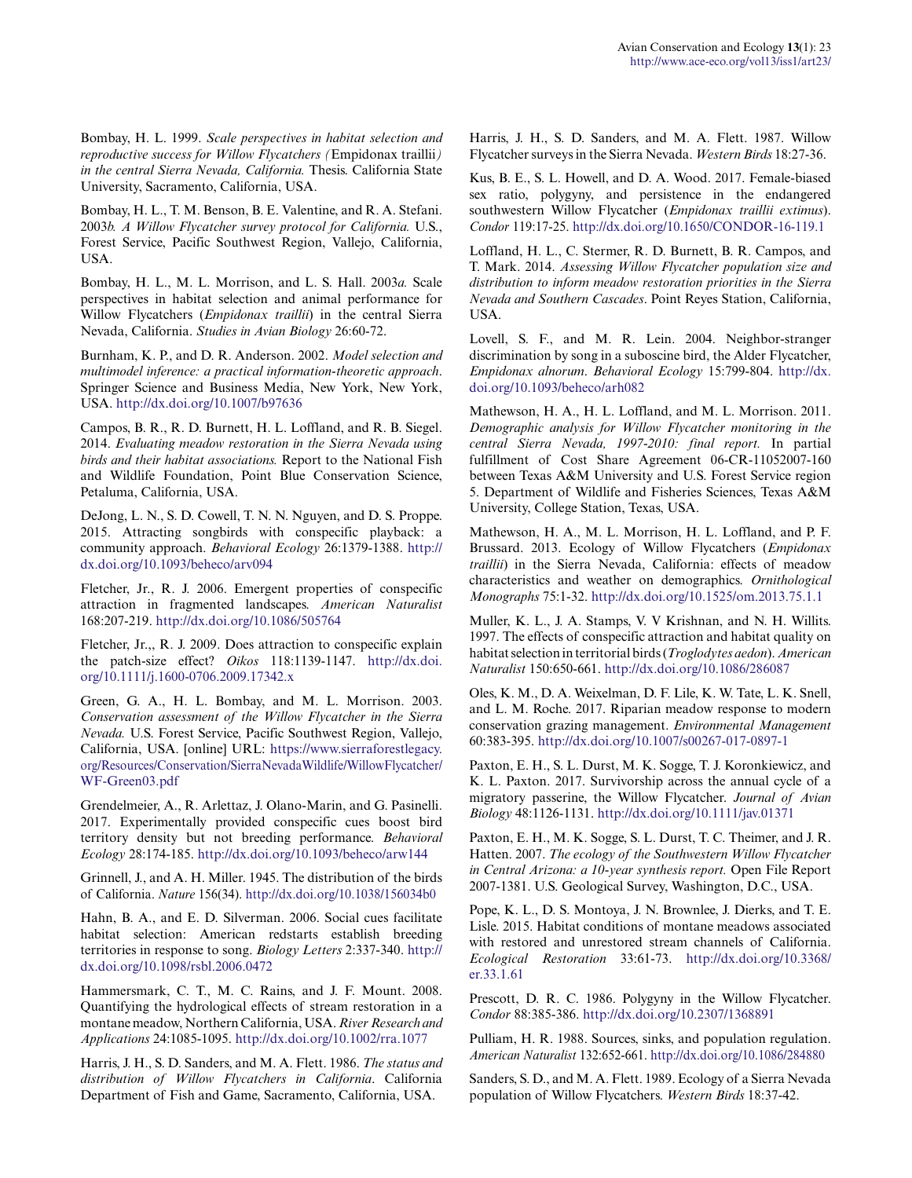Bombay, H. L. 1999. *Scale perspectives in habitat selection and reproductive success for Willow Flycatchers (*Empidonax traillii*) in the central Sierra Nevada, California.* Thesis. California State University, Sacramento, California, USA.

Bombay, H. L., T. M. Benson, B. E. Valentine, and R. A. Stefani. 2003*b*. *A Willow Flycatcher survey protocol for California.* U.S., Forest Service, Pacific Southwest Region, Vallejo, California, USA.

Bombay, H. L., M. L. Morrison, and L. S. Hall. 2003*a*. Scale perspectives in habitat selection and animal performance for Willow Flycatchers (*Empidonax traillii*) in the central Sierra Nevada, California. *Studies in Avian Biology* 26:60-72.

Burnham, K. P., and D. R. Anderson. 2002. *Model selection and multimodel inference: a practical information-theoretic approach*. Springer Science and Business Media, New York, New York, USA. http://dx.doi.org/10.1007/b97636

Campos, B. R., R. D. Burnett, H. L. Loffland, and R. B. Siegel. 2014. *Evaluating meadow restoration in the Sierra Nevada using birds and their habitat associations.* Report to the National Fish and Wildlife Foundation, Point Blue Conservation Science, Petaluma, California, USA.

DeJong, L. N., S. D. Cowell, T. N. N. Nguyen, and D. S. Proppe. 2015. Attracting songbirds with conspecific playback: a community approach. *Behavioral Ecology* 26:1379-1388. http://dx.doi.org/10.1093/beheco/arv094

Fletcher, Jr., R. J. 2006. Emergent properties of conspecific attraction in fragmented landscapes. *American Naturalist* 168:207-219. http://dx.doi.org/10.1086/505764

Fletcher, Jr.,, R. J. 2009. Does attraction to conspecific explain the patch-size effect? *Oikos* 118:1139-1147. http://dx.doi.org/10.1111/j.1600-0706.2009.17342.x

Green, G. A., H. L. Bombay, and M. L. Morrison. 2003. *Conservation assessment of the Willow Flycatcher in the Sierra Nevada.* U.S. Forest Service, Pacific Southwest Region, Vallejo, California, USA. [online] URL: https://www.sierraforestlegacy.org/Resources/Conservation/SierraNevadaWildlife/WillowFlycatcher/WF-Green03.pdf

Grendelmeier, A., R. Arlettaz, J. Olano-Marin, and G. Pasinelli. 2017. Experimentally provided conspecific cues boost bird territory density but not breeding performance. *Behavioral Ecology* 28:174-185. http://dx.doi.org/10.1093/beheco/arw144

Grinnell, J., and A. H. Miller. 1945. The distribution of the birds of California. *Nature* 156(34). http://dx.doi.org/10.1038/156034b0

Hahn, B. A., and E. D. Silverman. 2006. Social cues facilitate habitat selection: American redstarts establish breeding territories in response to song. *Biology Letters* 2:337-340. http://dx.doi.org/10.1098/rsbl.2006.0472

Hammersmark, C. T., M. C. Rains, and J. F. Mount. 2008. Quantifying the hydrological effects of stream restoration in a montane meadow, Northern California, USA. *River Research and Applications* 24:1085-1095. http://dx.doi.org/10.1002/rra.1077

Harris, J. H., S. D. Sanders, and M. A. Flett. 1986. *The status and distribution of Willow Flycatchers in California*. California Department of Fish and Game, Sacramento, California, USA.

Harris, J. H., S. D. Sanders, and M. A. Flett. 1987. Willow Flycatcher surveys in the Sierra Nevada. *Western Birds* 18:27-36.

Kus, B. E., S. L. Howell, and D. A. Wood. 2017. Female-biased sex ratio, polygyny, and persistence in the endangered southwestern Willow Flycatcher (*Empidonax traillii extimus*). *Condor* 119:17-25. http://dx.doi.org/10.1650/CONDOR-16-119.1

Loffland, H. L., C. Stermer, R. D. Burnett, B. R. Campos, and T. Mark. 2014. *Assessing Willow Flycatcher population size and distribution to inform meadow restoration priorities in the Sierra Nevada and Southern Cascades*. Point Reyes Station, California, USA.

Lovell, S. F., and M. R. Lein. 2004. Neighbor-stranger discrimination by song in a suboscine bird, the Alder Flycatcher, *Empidonax alnorum*. *Behavioral Ecology* 15:799-804. http://dx.doi.org/10.1093/beheco/arh082

Mathewson, H. A., H. L. Loffland, and M. L. Morrison. 2011. *Demographic analysis for Willow Flycatcher monitoring in the central Sierra Nevada, 1997-2010: final report.* In partial fulfillment of Cost Share Agreement 06-CR-11052007-160 between Texas A&M University and U.S. Forest Service region 5. Department of Wildlife and Fisheries Sciences, Texas A&M University, College Station, Texas, USA.

Mathewson, H. A., M. L. Morrison, H. L. Loffland, and P. F. Brussard. 2013. Ecology of Willow Flycatchers (*Empidonax traillii*) in the Sierra Nevada, California: effects of meadow characteristics and weather on demographics. *Ornithological Monographs* 75:1-32. http://dx.doi.org/10.1525/om.2013.75.1.1

Muller, K. L., J. A. Stamps, V. V Krishnan, and N. H. Willits. 1997. The effects of conspecific attraction and habitat quality on habitat selection in territorial birds (*Troglodytes aedon*). *American Naturalist* 150:650-661. http://dx.doi.org/10.1086/286087

Oles, K. M., D. A. Weixelman, D. F. Lile, K. W. Tate, L. K. Snell, and L. M. Roche. 2017. Riparian meadow response to modern conservation grazing management. *Environmental Management* 60:383-395. http://dx.doi.org/10.1007/s00267-017-0897-1

Paxton, E. H., S. L. Durst, M. K. Sogge, T. J. Koronkiewicz, and K. L. Paxton. 2017. Survivorship across the annual cycle of a migratory passerine, the Willow Flycatcher. *Journal of Avian Biology* 48:1126-1131. http://dx.doi.org/10.1111/jav.01371

Paxton, E. H., M. K. Sogge, S. L. Durst, T. C. Theimer, and J. R. Hatten. 2007. *The ecology of the Southwestern Willow Flycatcher in Central Arizona: a 10-year synthesis report.* Open File Report 2007-1381. U.S. Geological Survey, Washington, D.C., USA.

Pope, K. L., D. S. Montoya, J. N. Brownlee, J. Dierks, and T. E. Lisle. 2015. Habitat conditions of montane meadows associated with restored and unrestored stream channels of California. *Ecological Restoration* 33:61-73. http://dx.doi.org/10.3368/er.33.1.61

Prescott, D. R. C. 1986. Polygyny in the Willow Flycatcher. *Condor* 88:385-386. http://dx.doi.org/10.2307/1368891

Pulliam, H. R. 1988. Sources, sinks, and population regulation. *American Naturalist* 132:652-661. http://dx.doi.org/10.1086/284880

Sanders, S. D., and M. A. Flett. 1989. Ecology of a Sierra Nevada population of Willow Flycatchers. *Western Birds* 18:37-42.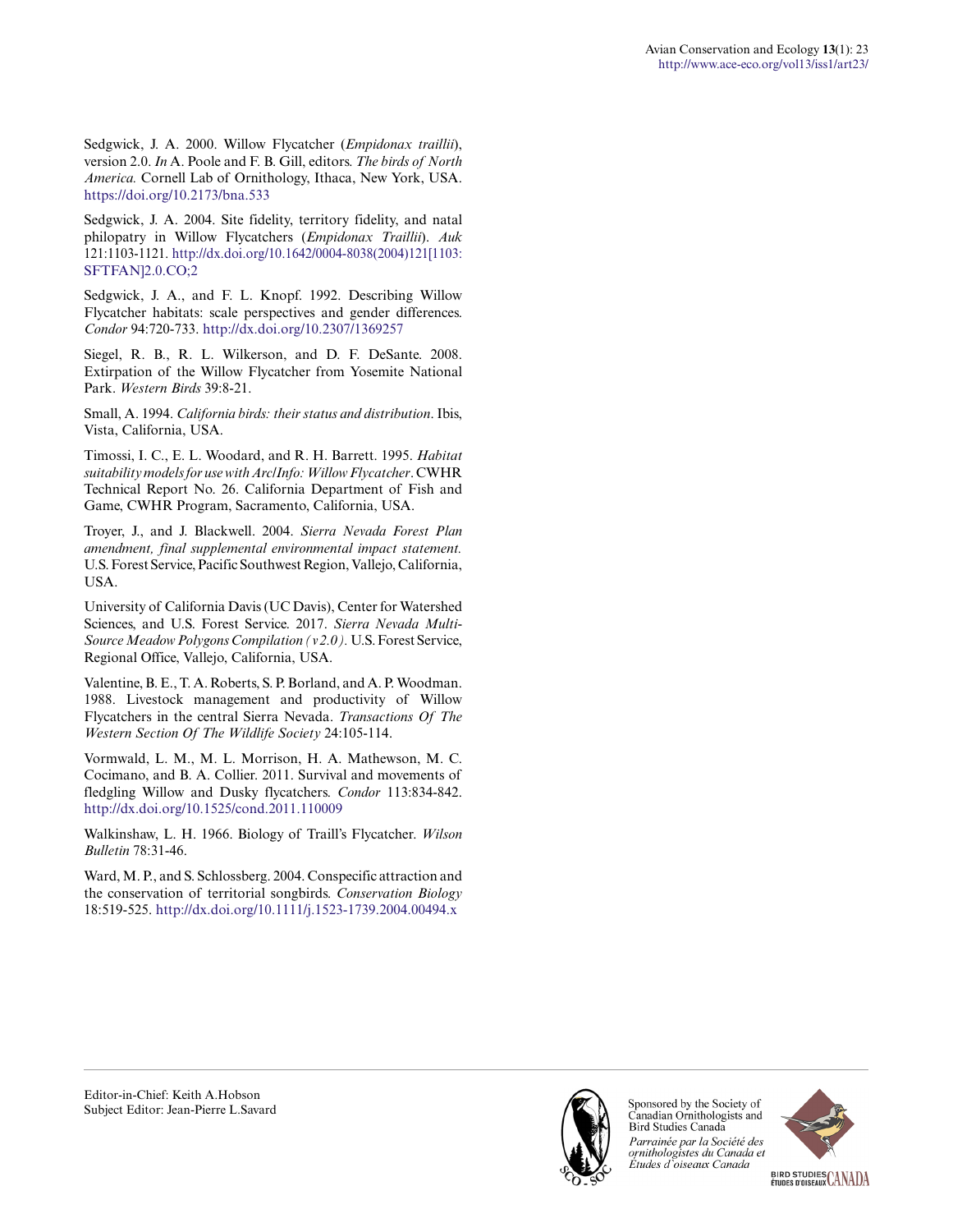Sedgwick, J. A. 2000. Willow Flycatcher (*Empidonax traillii*), version 2.0. *In* A. Poole and F. B. Gill, editors. *The birds of North America.* Cornell Lab of Ornithology, Ithaca, New York, USA. https://doi.org/10.2173/bna.533

Sedgwick, J. A. 2004. Site fidelity, territory fidelity, and natal philopatry in Willow Flycatchers (*Empidonax Traillii*). *Auk* 121:1103-1121. http://dx.doi.org/10.1642/0004-8038(2004)121[1103:SFTFAN]2.0.CO;2

Sedgwick, J. A., and F. L. Knopf. 1992. Describing Willow Flycatcher habitats: scale perspectives and gender differences. *Condor* 94:720-733. http://dx.doi.org/10.2307/1369257

Siegel, R. B., R. L. Wilkerson, and D. F. DeSante. 2008. Extirpation of the Willow Flycatcher from Yosemite National Park. *Western Birds* 39:8-21.

Small, A. 1994. *California birds: their status and distribution*. Ibis, Vista, California, USA.

Timossi, I. C., E. L. Woodard, and R. H. Barrett. 1995. *Habitat suitability models for use with Arc/Info: Willow Flycatcher*. CWHR Technical Report No. 26. California Department of Fish and Game, CWHR Program, Sacramento, California, USA.

Troyer, J., and J. Blackwell. 2004. *Sierra Nevada Forest Plan amendment, final supplemental environmental impact statement.* U.S. Forest Service, Pacific Southwest Region, Vallejo, California, USA.

University of California Davis (UC Davis), Center for Watershed Sciences, and U.S. Forest Service. 2017. *Sierra Nevada Multi-Source Meadow Polygons Compilation (v2.0).* U.S. Forest Service, Regional Office, Vallejo, California, USA.

Valentine, B. E., T. A. Roberts, S. P. Borland, and A. P. Woodman. 1988. Livestock management and productivity of Willow Flycatchers in the central Sierra Nevada. *Transactions Of The Western Section Of The Wildlife Society* 24:105-114.

Vormwald, L. M., M. L. Morrison, H. A. Mathewson, M. C. Cocimano, and B. A. Collier. 2011. Survival and movements of fledgling Willow and Dusky flycatchers. *Condor* 113:834-842. http://dx.doi.org/10.1525/cond.2011.110009

Walkinshaw, L. H. 1966. Biology of Traill's Flycatcher. *Wilson Bulletin* 78:31-46.

Ward, M. P., and S. Schlossberg. 2004. Conspecific attraction and the conservation of territorial songbirds. *Conservation Biology* 18:519-525. http://dx.doi.org/10.1111/j.1523-1739.2004.00494.x

Editor-in-Chief: Keith A.Hobson
Subject Editor: Jean-Pierre L.Savard

Sponsored by the Society of Canadian Ornithologists and Bird Studies Canada

*Parrainée par la Société des ornithologistes du Canada et Études d'oiseaux Canada*